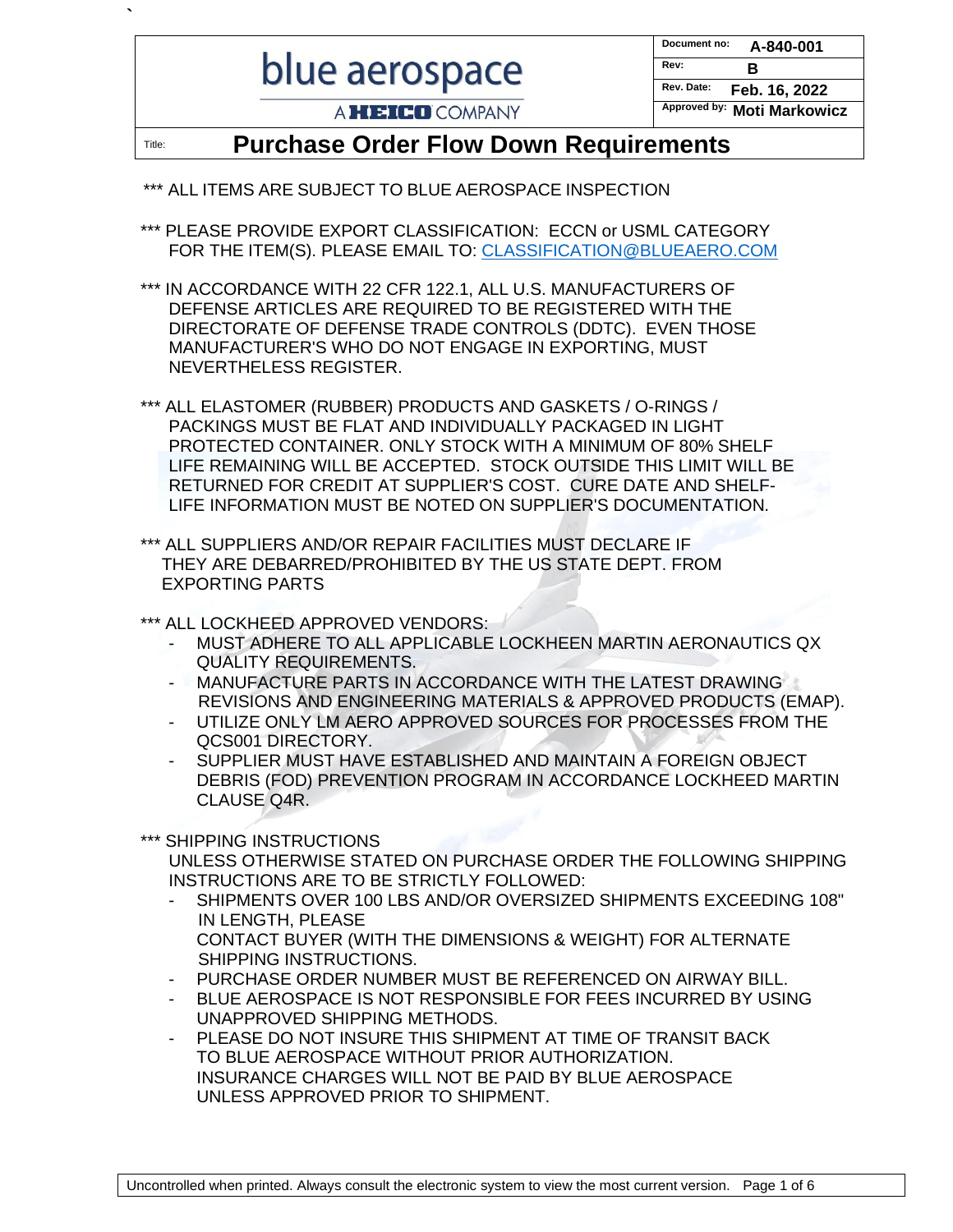| blue aerospace<br>A HEICO COMPANY | Document no: A-840-001<br>Rev: B<br>Rev. Date: Feb. 16, 2022<br>Approved by: Moti Markowicz |
|---|---|

# Purchase Order Flow Down Requirements

*** ALL ITEMS ARE SUBJECT TO BLUE AEROSPACE INSPECTION

*** PLEASE PROVIDE EXPORT CLASSIFICATION: ECCN or USML CATEGORY FOR THE ITEM(S). PLEASE EMAIL TO: CLASSIFICATION@BLUEAERO.COM

*** IN ACCORDANCE WITH 22 CFR 122.1, ALL U.S. MANUFACTURERS OF DEFENSE ARTICLES ARE REQUIRED TO BE REGISTERED WITH THE DIRECTORATE OF DEFENSE TRADE CONTROLS (DDTC). EVEN THOSE MANUFACTURER'S WHO DO NOT ENGAGE IN EXPORTING, MUST NEVERTHELESS REGISTER.

*** ALL ELASTOMER (RUBBER) PRODUCTS AND GASKETS / O-RINGS / PACKINGS MUST BE FLAT AND INDIVIDUALLY PACKAGED IN LIGHT PROTECTED CONTAINER. ONLY STOCK WITH A MINIMUM OF 80% SHELF LIFE REMAINING WILL BE ACCEPTED. STOCK OUTSIDE THIS LIMIT WILL BE RETURNED FOR CREDIT AT SUPPLIER'S COST. CURE DATE AND SHELF-LIFE INFORMATION MUST BE NOTED ON SUPPLIER'S DOCUMENTATION.

*** ALL SUPPLIERS AND/OR REPAIR FACILITIES MUST DECLARE IF THEY ARE DEBARRED/PROHIBITED BY THE US STATE DEPT. FROM EXPORTING PARTS

*** ALL LOCKHEED APPROVED VENDORS:

- MUST ADHERE TO ALL APPLICABLE LOCKHEEN MARTIN AERONAUTICS QX QUALITY REQUIREMENTS.
- MANUFACTURE PARTS IN ACCORDANCE WITH THE LATEST DRAWING REVISIONS AND ENGINEERING MATERIALS & APPROVED PRODUCTS (EMAP).
- UTILIZE ONLY LM AERO APPROVED SOURCES FOR PROCESSES FROM THE QCS001 DIRECTORY.
- SUPPLIER MUST HAVE ESTABLISHED AND MAINTAIN A FOREIGN OBJECT DEBRIS (FOD) PREVENTION PROGRAM IN ACCORDANCE LOCKHEED MARTIN CLAUSE Q4R.

*** SHIPPING INSTRUCTIONS

UNLESS OTHERWISE STATED ON PURCHASE ORDER THE FOLLOWING SHIPPING INSTRUCTIONS ARE TO BE STRICTLY FOLLOWED:

- SHIPMENTS OVER 100 LBS AND/OR OVERSIZED SHIPMENTS EXCEEDING 108" IN LENGTH, PLEASE CONTACT BUYER (WITH THE DIMENSIONS & WEIGHT) FOR ALTERNATE SHIPPING INSTRUCTIONS.
- PURCHASE ORDER NUMBER MUST BE REFERENCED ON AIRWAY BILL.
- BLUE AEROSPACE IS NOT RESPONSIBLE FOR FEES INCURRED BY USING UNAPPROVED SHIPPING METHODS.
- PLEASE DO NOT INSURE THIS SHIPMENT AT TIME OF TRANSIT BACK TO BLUE AEROSPACE WITHOUT PRIOR AUTHORIZATION. INSURANCE CHARGES WILL NOT BE PAID BY BLUE AEROSPACE UNLESS APPROVED PRIOR TO SHIPMENT.

Uncontrolled when printed. Always consult the electronic system to view the most current version.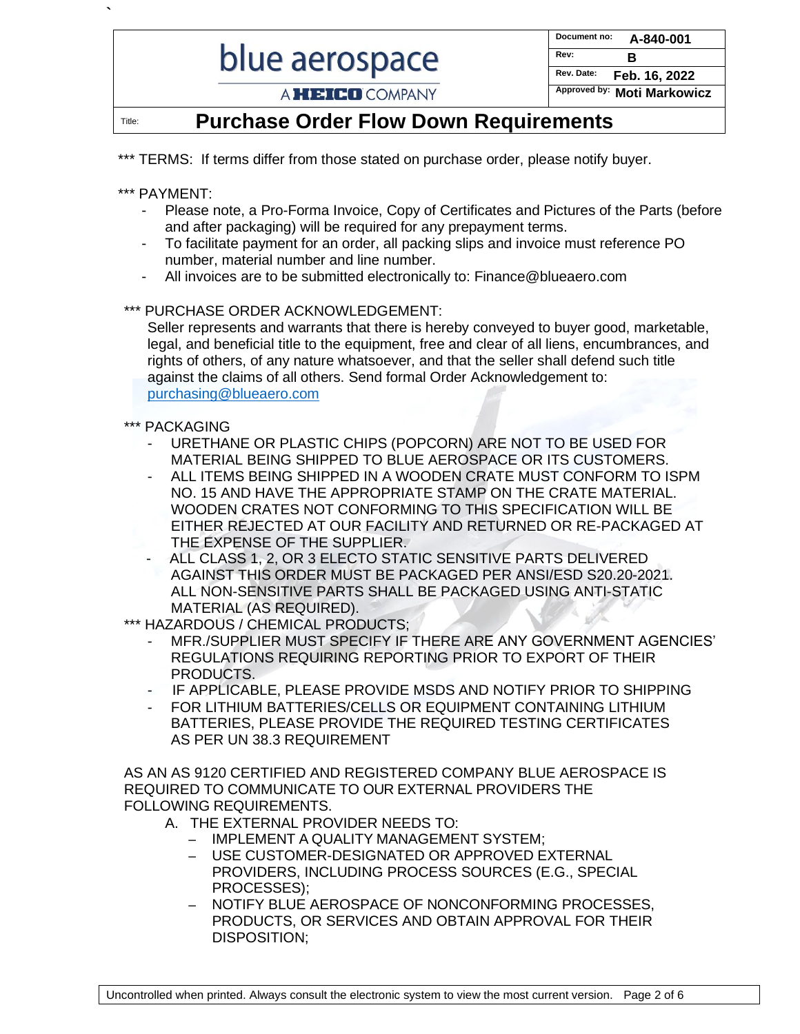*** TERMS: If terms differ from those stated on purchase order, please notify buyer.

*** PAYMENT:

- Please note, a Pro-Forma Invoice, Copy of Certificates and Pictures of the Parts (before and after packaging) will be required for any prepayment terms.
- To facilitate payment for an order, all packing slips and invoice must reference PO number, material number and line number.
- All invoices are to be submitted electronically to: Finance@blueaero.com

*** PURCHASE ORDER ACKNOWLEDGEMENT:

Seller represents and warrants that there is hereby conveyed to buyer good, marketable, legal, and beneficial title to the equipment, free and clear of all liens, encumbrances, and rights of others, of any nature whatsoever, and that the seller shall defend such title against the claims of all others. Send formal Order Acknowledgement to: purchasing@blueaero.com

*** PACKAGING

- URETHANE OR PLASTIC CHIPS (POPCORN) ARE NOT TO BE USED FOR MATERIAL BEING SHIPPED TO BLUE AEROSPACE OR ITS CUSTOMERS.
- ALL ITEMS BEING SHIPPED IN A WOODEN CRATE MUST CONFORM TO ISPM NO. 15 AND HAVE THE APPROPRIATE STAMP ON THE CRATE MATERIAL. WOODEN CRATES NOT CONFORMING TO THIS SPECIFICATION WILL BE EITHER REJECTED AT OUR FACILITY AND RETURNED OR RE-PACKAGED AT THE EXPENSE OF THE SUPPLIER.
- ALL CLASS 1, 2, OR 3 ELECTO STATIC SENSITIVE PARTS DELIVERED AGAINST THIS ORDER MUST BE PACKAGED PER ANSI/ESD S20.20-2021. ALL NON-SENSITIVE PARTS SHALL BE PACKAGED USING ANTI-STATIC MATERIAL (AS REQUIRED).

*** HAZARDOUS / CHEMICAL PRODUCTS;

- MFR./SUPPLIER MUST SPECIFY IF THERE ARE ANY GOVERNMENT AGENCIES' REGULATIONS REQUIRING REPORTING PRIOR TO EXPORT OF THEIR PRODUCTS.
- IF APPLICABLE, PLEASE PROVIDE MSDS AND NOTIFY PRIOR TO SHIPPING
- FOR LITHIUM BATTERIES/CELLS OR EQUIPMENT CONTAINING LITHIUM BATTERIES, PLEASE PROVIDE THE REQUIRED TESTING CERTIFICATES AS PER UN 38.3 REQUIREMENT

AS AN AS 9120 CERTIFIED AND REGISTERED COMPANY BLUE AEROSPACE IS REQUIRED TO COMMUNICATE TO OUR EXTERNAL PROVIDERS THE FOLLOWING REQUIREMENTS.

A. THE EXTERNAL PROVIDER NEEDS TO:
   - IMPLEMENT A QUALITY MANAGEMENT SYSTEM;
   - USE CUSTOMER-DESIGNATED OR APPROVED EXTERNAL PROVIDERS, INCLUDING PROCESS SOURCES (E.G., SPECIAL PROCESSES);
   - NOTIFY BLUE AEROSPACE OF NONCONFORMING PROCESSES, PRODUCTS, OR SERVICES AND OBTAIN APPROVAL FOR THEIR DISPOSITION;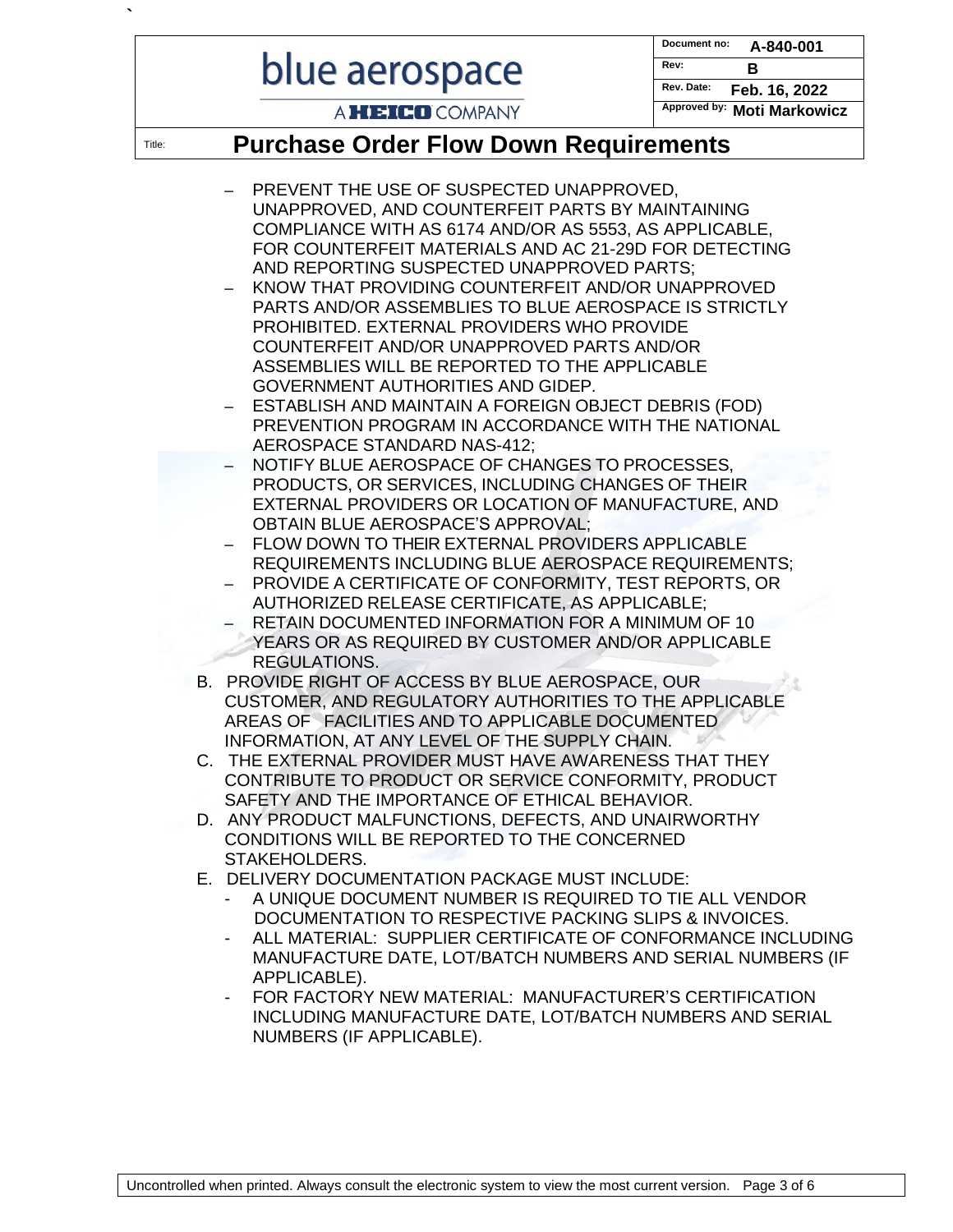- PREVENT THE USE OF SUSPECTED UNAPPROVED, UNAPPROVED, AND COUNTERFEIT PARTS BY MAINTAINING COMPLIANCE WITH AS 6174 AND/OR AS 5553, AS APPLICABLE, FOR COUNTERFEIT MATERIALS AND AC 21-29D FOR DETECTING AND REPORTING SUSPECTED UNAPPROVED PARTS;
- KNOW THAT PROVIDING COUNTERFEIT AND/OR UNAPPROVED PARTS AND/OR ASSEMBLIES TO BLUE AEROSPACE IS STRICTLY PROHIBITED. EXTERNAL PROVIDERS WHO PROVIDE COUNTERFEIT AND/OR UNAPPROVED PARTS AND/OR ASSEMBLIES WILL BE REPORTED TO THE APPLICABLE GOVERNMENT AUTHORITIES AND GIDEP.
- ESTABLISH AND MAINTAIN A FOREIGN OBJECT DEBRIS (FOD) PREVENTION PROGRAM IN ACCORDANCE WITH THE NATIONAL AEROSPACE STANDARD NAS-412;
- NOTIFY BLUE AEROSPACE OF CHANGES TO PROCESSES, PRODUCTS, OR SERVICES, INCLUDING CHANGES OF THEIR EXTERNAL PROVIDERS OR LOCATION OF MANUFACTURE, AND OBTAIN BLUE AEROSPACE'S APPROVAL;
- FLOW DOWN TO THEIR EXTERNAL PROVIDERS APPLICABLE REQUIREMENTS INCLUDING BLUE AEROSPACE REQUIREMENTS;
- PROVIDE A CERTIFICATE OF CONFORMITY, TEST REPORTS, OR AUTHORIZED RELEASE CERTIFICATE, AS APPLICABLE;
- RETAIN DOCUMENTED INFORMATION FOR A MINIMUM OF 10 YEARS OR AS REQUIRED BY CUSTOMER AND/OR APPLICABLE REGULATIONS.

B. PROVIDE RIGHT OF ACCESS BY BLUE AEROSPACE, OUR CUSTOMER, AND REGULATORY AUTHORITIES TO THE APPLICABLE AREAS OF FACILITIES AND TO APPLICABLE DOCUMENTED INFORMATION, AT ANY LEVEL OF THE SUPPLY CHAIN.

C. THE EXTERNAL PROVIDER MUST HAVE AWARENESS THAT THEY CONTRIBUTE TO PRODUCT OR SERVICE CONFORMITY, PRODUCT SAFETY AND THE IMPORTANCE OF ETHICAL BEHAVIOR.

D. ANY PRODUCT MALFUNCTIONS, DEFECTS, AND UNAIRWORTHY CONDITIONS WILL BE REPORTED TO THE CONCERNED STAKEHOLDERS.

E. DELIVERY DOCUMENTATION PACKAGE MUST INCLUDE:
- A UNIQUE DOCUMENT NUMBER IS REQUIRED TO TIE ALL VENDOR DOCUMENTATION TO RESPECTIVE PACKING SLIPS & INVOICES.
- ALL MATERIAL: SUPPLIER CERTIFICATE OF CONFORMANCE INCLUDING MANUFACTURE DATE, LOT/BATCH NUMBERS AND SERIAL NUMBERS (IF APPLICABLE).
- FOR FACTORY NEW MATERIAL: MANUFACTURER'S CERTIFICATION INCLUDING MANUFACTURE DATE, LOT/BATCH NUMBERS AND SERIAL NUMBERS (IF APPLICABLE).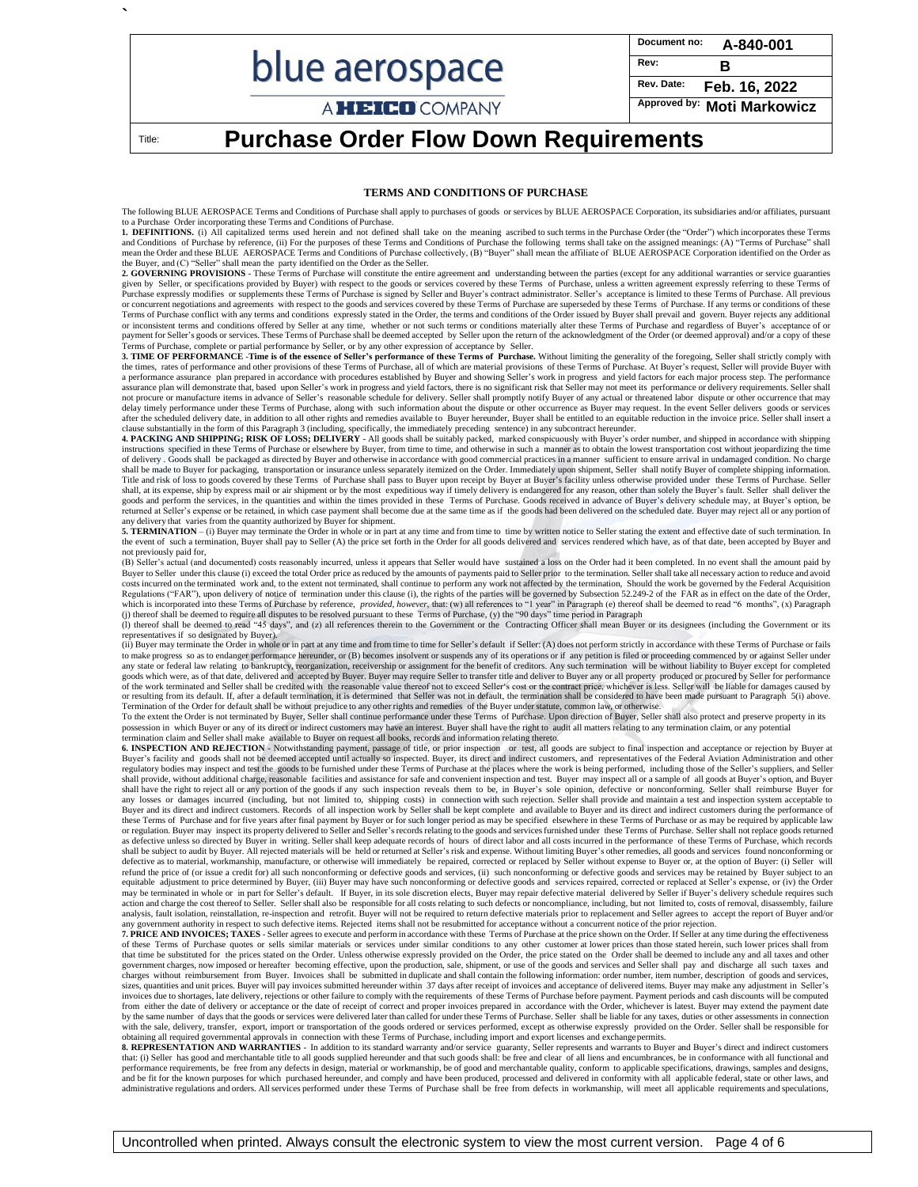**TERMS AND CONDITIONS OF PURCHASE**

The following BLUE AEROSPACE Terms and Conditions of Purchase shall apply to purchases of goods or services by BLUE AEROSPACE Corporation, its subsidiaries and/or affiliates, pursuant to a Purchase Order incorporating these Terms and Conditions of Purchase.

**1. DEFINITIONS.** (i) All capitalized terms used herein and not defined shall take on the meaning ascribed to such terms in the Purchase Order (the "Order") which incorporates these Terms and Conditions of Purchase by reference, (ii) For the purposes of these Terms and Conditions of Purchase the following terms shall take on the assigned meanings: (A) "Terms of Purchase" shall mean the Order and these BLUE AEROSPACE Terms and Conditions of Purchase collectively, (B) "Buyer" shall mean the affiliate of BLUE AEROSPACE Corporation identified on the Order as the Buyer, and (C) "Seller" shall mean the party identified on the Order as the Seller.

**2. GOVERNING PROVISIONS** - These Terms of Purchase will constitute the entire agreement and understanding between the parties (except for any additional warranties or service guaranties given by Seller, or specifications provided by Buyer) with respect to the goods or services covered by these Terms of Purchase, unless a written agreement expressly referring to these Terms of Purchase expressly modifies or supplements these Terms of Purchase is signed by Seller and Buyer's contract administrator. Seller's acceptance is limited to these Terms of Purchase. All previous or concurrent negotiations and agreements with respect to the goods and services covered by these Terms of Purchase are superseded by these Terms of Purchase. If any terms or conditions of these Terms of Purchase conflict with any terms and conditions expressly stated in the Order, the terms and conditions of the Order issued by Buyer shall prevail and govern. Buyer rejects any additional or inconsistent terms and conditions offered by Seller at any time, whether or not such terms or conditions materially alter these Terms of Purchase and regardless of Buyer's acceptance of or payment for Seller's goods or services. These Terms of Purchase shall be deemed accepted by Seller upon the return of the acknowledgment of the Order (or deemed approval) and/or a copy of these Terms of Purchase, complete or partial performance by Seller, or by any other expression of acceptance by Seller.

**3. TIME OF PERFORMANCE** -**Time is of the essence of Seller's performance of these Terms of Purchase.** Without limiting the generality of the foregoing, Seller shall strictly comply with the times, rates of performance and other provisions of these Terms of Purchase, all of which are material provisions of these Terms of Purchase. At Buyer's request, Seller will provide Buyer with a performance assurance plan prepared in accordance with procedures established by Buyer and showing Seller's work in progress and yield factors for each major process step. The performance assurance plan will demonstrate that, based upon Seller's work in progress and yield factors, there is no significant risk that Seller may not meet its performance or delivery requirements. Seller shall not procure or manufacture items in advance of Seller's reasonable schedule for delivery. Seller shall promptly notify Buyer of any actual or threatened labor dispute or other occurrence that may delay timely performance under these Terms of Purchase, along with such information about the dispute or other occurrence as Buyer may request. In the event Seller delivers goods or services after the scheduled delivery date, in addition to all other rights and remedies available to Buyer hereunder, Buyer shall be entitled to an equitable reduction in the invoice price. Seller shall insert a clause substantially in the form of this Paragraph 3 (including, specifically, the immediately preceding sentence) in any subcontract hereunder.

**4. PACKING AND SHIPPING; RISK OF LOSS; DELIVERY** - All goods shall be suitably packed, marked conspicuously with Buyer's order number, and shipped in accordance with shipping instructions specified in these Terms of Purchase or elsewhere by Buyer, from time to time, and otherwise in such a manner as to obtain the lowest transportation cost without jeopardizing the time of delivery . Goods shall be packaged as directed by Buyer and otherwise in accordance with good commercial practices in a manner sufficient to ensure arrival in undamaged condition. No charge shall be made to Buyer for packaging, transportation or insurance unless separately itemized on the Order. Immediately upon shipment, Seller shall notify Buyer of complete shipping information. Title and risk of loss to goods covered by these Terms of Purchase shall pass to Buyer upon receipt by Buyer at Buyer's facility unless otherwise provided under these Terms of Purchase. Seller shall, at its expense, ship by express mail or air shipment or by the most expeditious way if timely delivery is endangered for any reason, other than solely the Buyer's fault. Seller shall deliver the goods and perform the services, in the quantities and within the times provided in these Terms of Purchase. Goods received in advance of Buyer's delivery schedule may, at Buyer's option, be returned at Seller's expense or be retained, in which case payment shall become due at the same time as if the goods had been delivered on the scheduled date. Buyer may reject all or any portion of any delivery that varies from the quantity authorized by Buyer for shipment.

**5. TERMINATION** – (i) Buyer may terminate the Order in whole or in part at any time and from time to time by written notice to Seller stating the extent and effective date of such termination. In the event of such a termination, Buyer shall pay to Seller (A) the price set forth in the Order for all goods delivered and services rendered which have, as of that date, been accepted by Buyer and not previously paid for,

(B) Seller's actual (and documented) costs reasonably incurred, unless it appears that Seller would have sustained a loss on the Order had it been completed. In no event shall the amount paid by Buyer to Seller under this clause (i) exceed the total Order price as reduced by the amounts of payments paid to Seller prior to the termination. Seller shall take all necessary action to reduce and avoid costs incurred on the terminated work and, to the extent not terminated, shall continue to perform any work not affected by the termination, Should the work be governed by the Federal Acquisition Regulations ("FAR"), upon delivery of notice of termination under this clause (i), the rights of the parties will be governed by Subsection 52.249-2 of the FAR as in effect on the date of the Order, which is incorporated into these Terms of Purchase by reference, *provided, however*, that: (w) all references to "1 year" in Paragraph (e) thereof shall be deemed to read "6 months", (x) Paragraph (j) thereof shall be deemed to require all disputes to be resolved pursuant to these Terms of Purchase, (y) the "90 days" time period in Paragraph

(l) thereof shall be deemed to read "45 days", and (z) all references therein to the Government or the Contracting Officer shall mean Buyer or its designees (including the Government or its representatives if so designated by Buyer).

(ii) Buyer may terminate the Order in whole or in part at any time and from time to time for Seller's default if Seller: (A) does not perform strictly in accordance with these Terms of Purchase or fails to make progress so as to endanger performance hereunder, or (B) becomes insolvent or suspends any of its operations or if any petition is filed or proceeding commenced by or against Seller under any state or federal law relating to bankruptcy, reorganization, receivership or assignment for the benefit of creditors. Any such termination will be without liability to Buyer except for completed goods which were, as of that date, delivered and accepted by Buyer. Buyer may require Seller to transfer title and deliver to Buyer any or all property produced or procured by Seller for performance of the work terminated and Seller shall be credited with the reasonable value thereof not to exceed Seller's cost or the contract price, whichever is less. Seller will be liable for damages caused by or resulting from its default. If, after a default termination, it is determined that Seller was not in default, the termination shall be considered to have been made pursuant to Paragraph 5(i) above. Termination of the Order for default shall be without prejudice to any other rights and remedies of the Buyer under statute, common law, or otherwise.

To the extent the Order is not terminated by Buyer, Seller shall continue performance under these Terms of Purchase. Upon direction of Buyer, Seller shall also protect and preserve property in its possession in which Buyer or any of its direct or indirect customers may have an interest. Buyer shall have the right to audit all matters relating to any termination claim, or any potential termination claim and Seller shall make available to Buyer on request all books, records and information relating thereto.

**6. INSPECTION AND REJECTION** - Notwithstanding payment, passage of title, or prior inspection or test, all goods are subject to final inspection and acceptance or rejection by Buyer at Buyer's facility and goods shall not be deemed accepted until actually so inspected. Buyer, its direct and indirect customers, and representatives of the Federal Aviation Administration and other regulatory bodies may inspect and test the goods to be furnished under these Terms of Purchase at the places where the work is being performed, including those of the Seller's suppliers, and Seller shall provide, without additional charge, reasonable facilities and assistance for safe and convenient inspection and test. Buyer may inspect all or a sample of all goods at Buyer's option, and Buyer shall have the right to reject all or any portion of the goods if any such inspection reveals them to be, in Buyer's sole opinion, defective or nonconforming. Seller shall reimburse Buyer for any losses or damages incurred (including, but not limited to, shipping costs) in connection with such rejection. Seller shall provide and maintain a test and inspection system acceptable to Buyer and its direct and indirect customers. Records of all inspection work by Seller shall be kept complete and available to Buyer and its direct and indirect customers during the performance of these Terms of Purchase and for five years after final payment by Buyer or for such longer period as may be specified elsewhere in these Terms of Purchase or as may be required by applicable law or regulation. Buyer may inspect its property delivered to Seller and Seller's records relating to the goods and services furnished under these Terms of Purchase. Seller shall not replace goods returned as defective unless so directed by Buyer in writing. Seller shall keep adequate records of hours of direct labor and all costs incurred in the performance of these Terms of Purchase, which records shall be subject to audit by Buyer. All rejected materials will be held or returned at Seller's risk and expense. Without limiting Buyer's other remedies, all goods and services found nonconforming or defective as to material, workmanship, manufacture, or otherwise will immediately be repaired, corrected or replaced by Seller without expense to Buyer or, at the option of Buyer: (i) Seller will refund the price of (or issue a credit for) all such nonconforming or defective goods and services, (ii) such nonconforming or defective goods and services may be retained by Buyer subject to an equitable adjustment to price determined by Buyer, (iii) Buyer may have such nonconforming or defective goods and services repaired, corrected or replaced at Seller's expense, or (iv) the Order may be terminated in whole or in part for Seller's default. If Buyer, in its sole discretion elects, Buyer may repair defective material delivered by Seller if Buyer's delivery schedule requires such action and charge the cost thereof to Seller. Seller shall also be responsible for all costs relating to such defects or noncompliance, including, but not limited to, costs of removal, disassembly, failure analysis, fault isolation, reinstallation, re-inspection and retrofit. Buyer will not be required to return defective materials prior to replacement and Seller agrees to accept the report of Buyer and/or any government authority in respect to such defective items. Rejected items shall not be resubmitted for acceptance without a concurrent notice of the prior rejection.

**7. PRICE AND INVOICES; TAXES** - Seller agrees to execute and perform in accordance with these Terms of Purchase at the price shown on the Order. If Seller at any time during the effectiveness of these Terms of Purchase quotes or sells similar materials or services under similar conditions to any other customer at lower prices than those stated herein, such lower prices shall from that time be substituted for the prices stated on the Order. Unless otherwise expressly provided on the Order, the price stated on the Order shall be deemed to include any and all taxes and other government charges, now imposed or hereafter becoming effective, upon the production, sale, shipment, or use of the goods and services and Seller shall pay and discharge all such taxes and charges without reimbursement from Buyer. Invoices shall be submitted in duplicate and shall contain the following information: order number, item number, description of goods and services, sizes, quantities and unit prices. Buyer will pay invoices submitted hereunder within 37 days after receipt of invoices and acceptance of delivered items. Buyer may make any adjustment in Seller's invoices due to shortages, late delivery, rejections or other failure to comply with the requirements of these Terms of Purchase before payment. Payment periods and cash discounts will be computed from either the date of delivery or acceptance or the date of receipt of correct and proper invoices prepared in accordance with the Order, whichever is latest. Buyer may extend the payment date by the same number of days that the goods or services were delivered later than called for under these Terms of Purchase. Seller shall be liable for any taxes, duties or other assessments in connection with the sale, delivery, transfer, export, import or transportation of the goods ordered or services performed, except as otherwise expressly provided on the Order. Seller shall be responsible for obtaining all required governmental approvals in connection with these Terms of Purchase, including import and export licenses and exchange permits.

**8. REPRESENTATION AND WARRANTIES** - In addition to its standard warranty and/or service guaranty, Seller represents and warrants to Buyer and Buyer's direct and indirect customers that: (i) Seller has good and merchantable title to all goods supplied hereunder and that such goods shall: be free and clear of all liens and encumbrances, be in conformance with all functional and performance requirements, be free from any defects in design, material or workmanship, be of good and merchantable quality, conform to applicable specifications, drawings, samples and designs, and be fit for the known purposes for which purchased hereunder, and comply and have been produced, processed and delivered in conformity with all applicable federal, state or other laws, and administrative regulations and orders. All services performed under these Terms of Purchase shall be free from defects in workmanship, will meet all applicable requirements and speculations,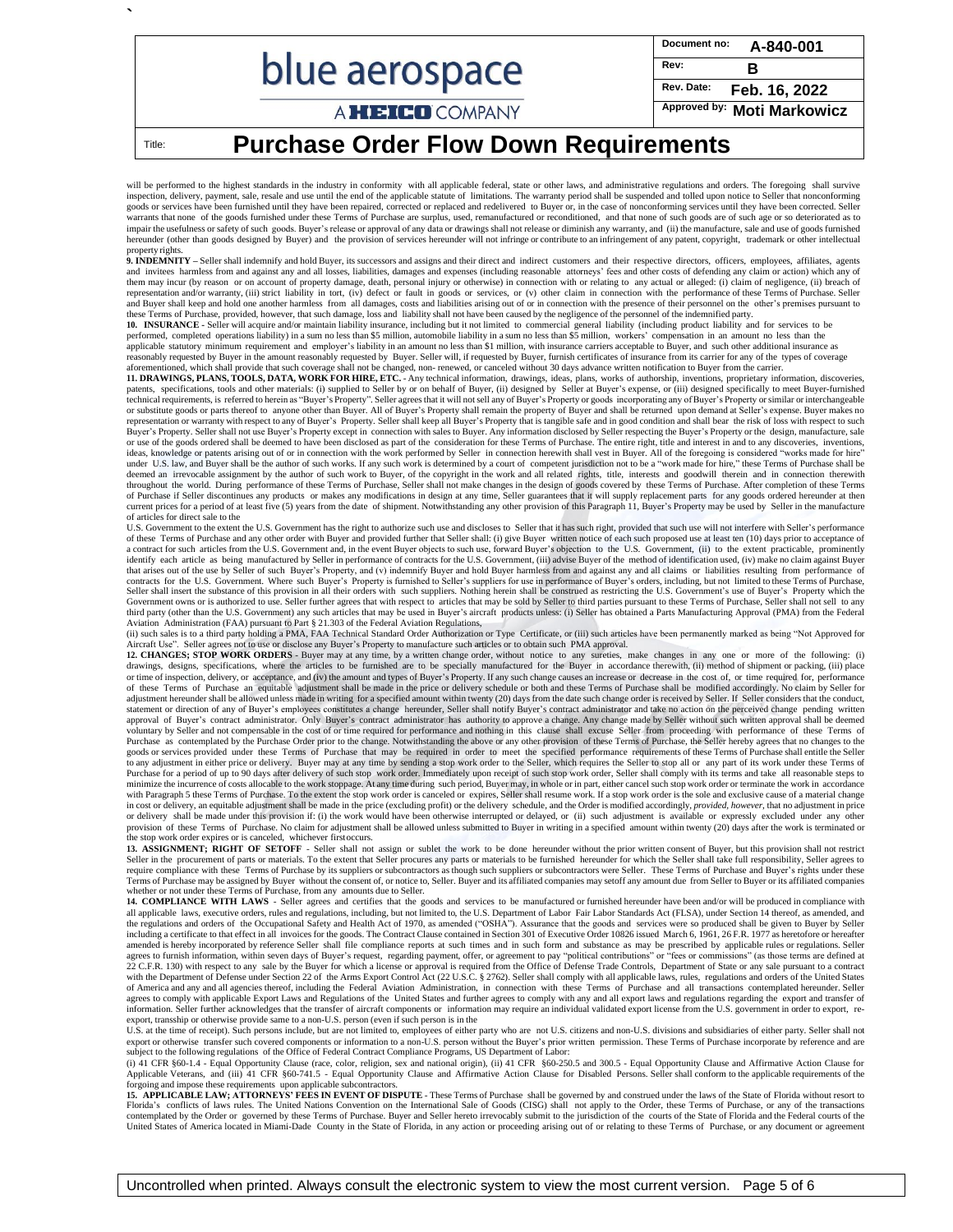will be performed to the highest standards in the industry in conformity with all applicable federal, state or other laws, and administrative regulations and orders. The foregoing shall survive inspection, delivery, payment, sale, resale and use until the end of the applicable statute of limitations. The warranty period shall be suspended and tolled upon notice to Seller that nonconforming goods or services have been furnished until they have been repaired, corrected or replaced and redelivered to Buyer or, in the case of nonconforming services until they have been corrected. Seller warrants that none of the goods furnished under these Terms of Purchase are surplus, used, remanufactured or reconditioned, and that none of such goods are of such age or so deteriorated as to impair the usefulness or safety of such goods. Buyer's release or approval of any data or drawings shall not release or diminish any warranty, and (ii) the manufacture, sale and use of goods furnished hereunder (other than goods designed by Buyer) and the provision of services hereunder will not infringe or contribute to an infringement of any patent, copyright, trademark or other intellectual property rights.

**9. INDEMNITY** – Seller shall indemnify and hold Buyer, its successors and assigns and their direct and indirect customers and their respective directors, officers, employees, affiliates, agents and invitees harmless from and against any and all losses, liabilities, damages and expenses (including reasonable attorneys' fees and other costs of defending any claim or action) which any of them may incur (by reason or on account of property damage, death, personal injury or otherwise) in connection with or relating to any actual or alleged: (i) claim of negligence, (ii) breach of representation and/or warranty, (iii) strict liability in tort, (iv) defect or fault in goods or services, or (v) other claim in connection with the performance of these Terms of Purchase. Seller and Buyer shall keep and hold one another harmless from all damages, costs and liabilities arising out of or in connection with the presence of their personnel on the other's premises pursuant to these Terms of Purchase, provided, however, that such damage, loss and liability shall not have been caused by the negligence of the personnel of the indemnified party.

**10. INSURANCE** - Seller will acquire and/or maintain liability insurance, including but it not limited to commercial general liability (including product liability and for services to be performed, completed operations liability) in a sum no less than $5 million, automobile liability in a sum no less than $5 million, workers' compensation in an amount no less than the applicable statutory minimum requirement and employer's liability in an amount no less than $1 million, with insurance carriers acceptable to Buyer, and such other additional insurance as reasonably requested by Buyer in the amount reasonably requested by Buyer. Seller will, if requested by Buyer, furnish certificates of insurance from its carrier for any of the types of coverage aforementioned, which shall provide that such coverage shall not be changed, non- renewed, or canceled without 30 days advance written notification to Buyer from the carrier.

**11. DRAWINGS, PLANS, TOOLS, DATA, WORK FOR HIRE, ETC.** - Any technical information, drawings, ideas, plans, works of authorship, inventions, proprietary information, discoveries, patents, specifications, tools and other materials: (i) supplied to Seller by or on behalf of Buyer, (ii) designed by Seller at Buyer's expense, or (iii) designed specifically to meet Buyer-furnished technical requirements, is referred to herein as "Buyer's Property". Seller agrees that it will not sell any of Buyer's Property or goods incorporating any of Buyer's Property or similar or interchangeable or substitute goods or parts thereof to anyone other than Buyer. All of Buyer's Property shall remain the property of Buyer and shall be returned upon demand at Seller's expense. Buyer makes no representation or warranty with respect to any of Buyer's Property. Seller shall keep all Buyer's Property that is tangible safe and in good condition and shall bear the risk of loss with respect to such Buyer's Property. Seller shall not use Buyer's Property except in connection with sales to Buyer. Any information disclosed by Seller respecting the Buyer's Property or the design, manufacture, sale or use of the goods ordered shall be deemed to have been disclosed as part of the consideration for these Terms of Purchase. The entire right, title and interest in and to any discoveries, inventions, ideas, knowledge or patents arising out of or in connection with the work performed by Seller in connection herewith shall vest in Buyer. All of the foregoing is considered "works made for hire" under U.S. law, and Buyer shall be the author of such works. If any such work is determined by a court of competent jurisdiction not to be a "work made for hire," these Terms of Purchase shall be deemed an irrevocable assignment by the author of such work to Buyer, of the copyright in the work and all related rights, title, interests and goodwill therein and in connection therewith throughout the world. During performance of these Terms of Purchase, Seller shall not make changes in the design of goods covered by these Terms of Purchase. After completion of these Terms of Purchase if Seller discontinues any products or makes any modifications in design at any time, Seller guarantees that it will supply replacement parts for any goods ordered hereunder at then current prices for a period of at least five (5) years from the date of shipment. Notwithstanding any other provision of this Paragraph 11, Buyer's Property may be used by Seller in the manufacture of articles for direct sale to the

U.S. Government to the extent the U.S. Government has the right to authorize such use and discloses to Seller that it has such right, provided that such use will not interfere with Seller's performance of these Terms of Purchase and any other order with Buyer and provided further that Seller shall: (i) give Buyer written notice of each such proposed use at least ten (10) days prior to acceptance of a contract for such articles from the U.S. Government and, in the event Buyer objects to such use, forward Buyer's objection to the U.S. Government, (ii) to the extent practicable, prominently identify each article as being manufactured by Seller in performance of contracts for the U.S. Government, (iii) advise Buyer of the method of identification used, (iv) make no claim against Buyer that arises out of the use by Seller of such Buyer's Property, and (v) indemnify Buyer and hold Buyer harmless from and against any and all claims or liabilities resulting from performance of contracts for the U.S. Government. Where such Buyer's Property is furnished to Seller's suppliers for use in performance of Buyer's orders, including, but not limited to these Terms of Purchase, Seller shall insert the substance of this provision in all their orders with such suppliers. Nothing herein shall be construed as restricting the U.S. Government's use of Buyer's Property which the Government owns or is authorized to use. Seller further agrees that with respect to articles that may be sold by Seller to third parties pursuant to these Terms of Purchase, Seller shall not sell to any third party (other than the U.S. Government) any such articles that may be used in Buyer's aircraft products unless: (i) Seller has obtained a Parts Manufacturing Approval (PMA) from the Federal Aviation Administration (FAA) pursuant to Part § 21.303 of the Federal Aviation Regulations,

(ii) such sales is to a third party holding a PMA, FAA Technical Standard Order Authorization or Type Certificate, or (iii) such articles have been permanently marked as being "Not Approved for Aircraft Use". Seller agrees not to use or disclose any Buyer's Property to manufacture such articles or to obtain such PMA approval.

**12. CHANGES; STOP WORK ORDERS** - Buyer may at any time, by a written change order, without notice to any sureties, make changes in any one or more of the following: (i) drawings, designs, specifications, where the articles to be furnished are to be specially manufactured for the Buyer in accordance therewith, (ii) method of shipment or packing, (iii) place or time of inspection, delivery, or acceptance, and (iv) the amount and types of Buyer's Property. If any such change causes an increase or decrease in the cost of, or time required for, performance of these Terms of Purchase an equitable adjustment shall be made in the price or delivery schedule or both and these Terms of Purchase shall be modified accordingly. No claim by Seller for adjustment hereunder shall be allowed unless made in writing for a specified amount within twenty (20) days from the date such change order is received by Seller. If Seller considers that the conduct, statement or direction of any of Buyer's employees constitutes a change hereunder, Seller shall notify Buyer's contract administrator and take no action on the perceived change pending written approval of Buyer's contract administrator. Only Buyer's contract administrator has authority to approve a change. Any change made by Seller without such written approval shall be deemed voluntary by Seller and not compensable in the cost of or time required for performance and nothing in this clause shall excuse Seller from proceeding with performance of these Terms of Purchase as contemplated by the Purchase Order prior to the change. Notwithstanding the above or any other provision of these Terms of Purchase, the Seller hereby agrees that no changes to the goods or services provided under these Terms of Purchase that may be required in order to meet the specified performance requirements of these Terms of Purchase shall entitle the Seller to any adjustment in either price or delivery. Buyer may at any time by sending a stop work order to the Seller, which requires the Seller to stop all or any part of its work under these Terms of Purchase for a period of up to 90 days after delivery of such stop work order. Immediately upon receipt of such stop work order, Seller shall comply with its terms and take all reasonable steps to minimize the incurrence of costs allocable to the work stoppage. At any time during such period, Buyer may, in whole or in part, either cancel such stop work order or terminate the work in accordance with Paragraph 5 these Terms of Purchase. To the extent the stop work order is canceled or expires, Seller shall resume work. If a stop work order is the sole and exclusive cause of a material change in cost or delivery, an equitable adjustment shall be made in the price (excluding profit) or the delivery schedule, and the Order is modified accordingly, *provided, however*, that no adjustment in price or delivery shall be made under this provision if: (i) the work would have been otherwise interrupted or delayed, or (ii) such adjustment is available or expressly excluded under any other provision of these Terms of Purchase. No claim for adjustment shall be allowed unless submitted to Buyer in writing in a specified amount within twenty (20) days after the work is terminated or the stop work order expires or is canceled, whichever first occurs.

**13. ASSIGNMENT; RIGHT OF SETOFF** - Seller shall not assign or sublet the work to be done hereunder without the prior written consent of Buyer, but this provision shall not restrict Seller in the procurement of parts or materials. To the extent that Seller procures any parts or materials to be furnished hereunder for which the Seller shall take full responsibility, Seller agrees to require compliance with these Terms of Purchase by its suppliers or subcontractors as though such suppliers or subcontractors were Seller. These Terms of Purchase and Buyer's rights under these Terms of Purchase may be assigned by Buyer without the consent of, or notice to, Seller. Buyer and its affiliated companies may setoff any amount due from Seller to Buyer or its affiliated companies whether or not under these Terms of Purchase, from any amounts due to Seller.

**14. COMPLIANCE WITH LAWS** - Seller agrees and certifies that the goods and services to be manufactured or furnished hereunder have been and/or will be produced in compliance with all applicable laws, executive orders, rules and regulations, including, but not limited to, the U.S. Department of Labor Fair Labor Standards Act (FLSA), under Section 14 thereof, as amended, and the regulations and orders of the Occupational Safety and Health Act of 1970, as amended ("OSHA"). Assurance that the goods and services were so produced shall be given to Buyer by Seller including a certificate to that effect in all invoices for the goods. The Contract Clause contained in Section 301 of Executive Order 10826 issued March 6, 1961, 26 F.R. 1977 as heretofore or hereafter amended is hereby incorporated by reference Seller shall file compliance reports at such times and in such form and substance as may be prescribed by applicable rules or regulations. Seller agrees to furnish information, within seven days of Buyer's request, regarding payment, offer, or agreement to pay "political contributions" or "fees or commissions" (as those terms are defined at 22 C.F.R. 130) with respect to any sale by the Buyer for which a license or approval is required from the Office of Defense Trade Controls, Department of State or any sale pursuant to a contract with the Department of Defense under Section 22 of the Arms Export Control Act (22 U.S.C. § 2762). Seller shall comply with all applicable laws, rules, regulations and orders of the United States of America and any and all agencies thereof, including the Federal Aviation Administration, in connection with these Terms of Purchase and all transactions contemplated hereunder. Seller agrees to comply with applicable Export Laws and Regulations of the United States and further agrees to comply with any and all export laws and regulations regarding the export and transfer of information. Seller further acknowledges that the transfer of aircraft components or information may require an individual validated export license from the U.S. government in order to export, re-export, transship or otherwise provide same to a non-U.S. person (even if such person is in the

U.S. at the time of receipt). Such persons include, but are not limited to, employees of either party who are not U.S. citizens and non-U.S. divisions and subsidiaries of either party. Seller shall not export or otherwise transfer such covered components or information to a non-U.S. person without the Buyer's prior written permission. These Terms of Purchase incorporate by reference and are subject to the following regulations of the Office of Federal Contract Compliance Programs, US Department of Labor:

(i) 41 CFR §60-1.4 - Equal Opportunity Clause (race, color, religion, sex and national origin), (ii) 41 CFR §60-250.5 and 300.5 - Equal Opportunity Clause and Affirmative Action Clause for Applicable Veterans, and (iii) 41 CFR §60-741.5 - Equal Opportunity Clause and Affirmative Action Clause for Disabled Persons. Seller shall conform to the applicable requirements of the forgoing and impose these requirements upon applicable subcontractors.

**15. APPLICABLE LAW; ATTORNEYS' FEES IN EVENT OF DISPUTE** - These Terms of Purchase shall be governed by and construed under the laws of the State of Florida without resort to Florida's conflicts of laws rules. The United Nations Convention on the International Sale of Goods (CISG) shall not apply to the Order, these Terms of Purchase, or any of the transactions contemplated by the Order or governed by these Terms of Purchase. Buyer and Seller hereto irrevocably submit to the jurisdiction of the courts of the State of Florida and the Federal courts of the United States of America located in Miami-Dade County in the State of Florida, in any action or proceeding arising out of or relating to these Terms of Purchase, or any document or agreement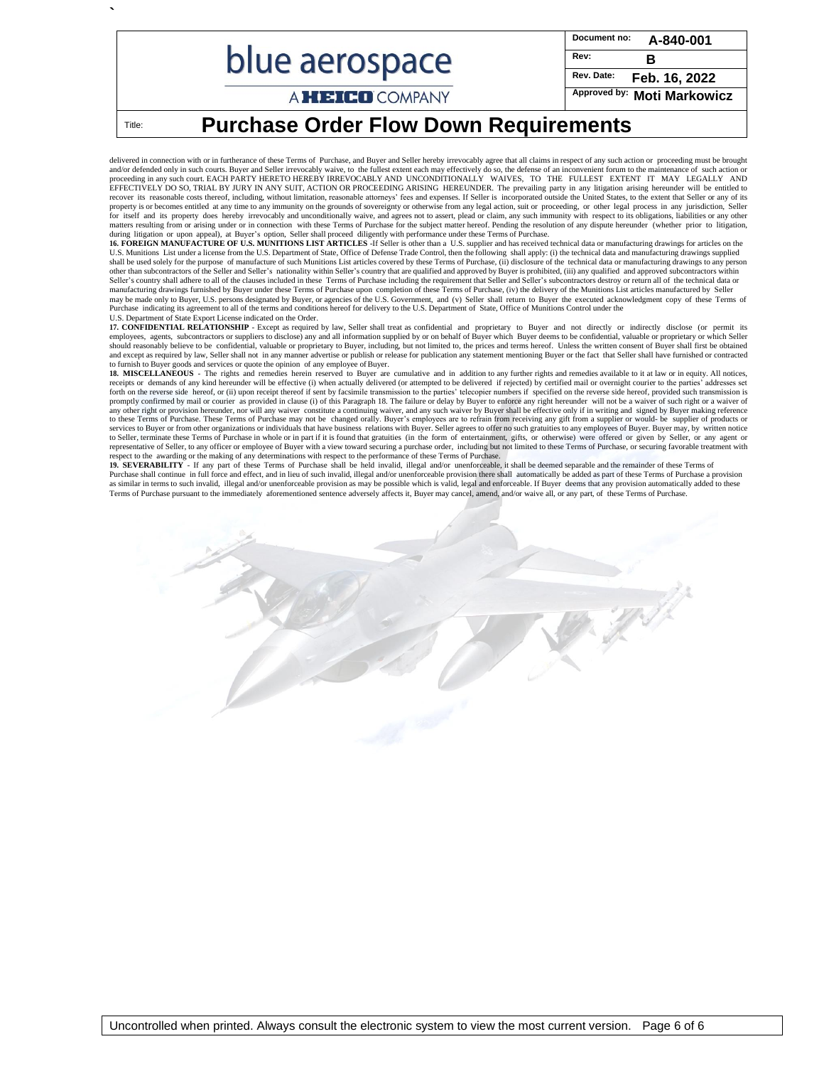delivered in connection with or in furtherance of these Terms of Purchase, and Buyer and Seller hereby irrevocably agree that all claims in respect of any such action or proceeding must be brought and/or defended only in such courts. Buyer and Seller irrevocably waive, to the fullest extent each may effectively do so, the defense of an inconvenient forum to the maintenance of such action or proceeding in any such court. EACH PARTY HERETO HEREBY IRREVOCABLY AND UNCONDITIONALLY WAIVES, TO THE FULLEST EXTENT IT MAY LEGALLY AND EFFECTIVELY DO SO, TRIAL BY JURY IN ANY SUIT, ACTION OR PROCEEDING ARISING HEREUNDER. The prevailing party in any litigation arising hereunder will be entitled to recover its reasonable costs thereof, including, without limitation, reasonable attorneys' fees and expenses. If Seller is incorporated outside the United States, to the extent that Seller or any of its property is or becomes entitled at any time to any immunity on the grounds of sovereignty or otherwise from any legal action, suit or proceeding, or other legal process in any jurisdiction, Seller for itself and its property does hereby irrevocably and unconditionally waive, and agrees not to assert, plead or claim, any such immunity with respect to its obligations, liabilities or any other matters resulting from or arising under or in connection with these Terms of Purchase for the subject matter hereof. Pending the resolution of any dispute hereunder (whether prior to litigation, during litigation or upon appeal), at Buyer's option, Seller shall proceed diligently with performance under these Terms of Purchase.

**16. FOREIGN MANUFACTURE OF U.S. MUNITIONS LIST ARTICLES** -If Seller is other than a U.S. supplier and has received technical data or manufacturing drawings for articles on the U.S. Munitions List under a license from the U.S. Department of State, Office of Defense Trade Control, then the following shall apply: (i) the technical data and manufacturing drawings supplied shall be used solely for the purpose of manufacture of such Munitions List articles covered by these Terms of Purchase, (ii) disclosure of the technical data or manufacturing drawings to any person other than subcontractors of the Seller and Seller's nationality within Seller's country that are qualified and approved by Buyer is prohibited, (iii) any qualified and approved subcontractors within Seller's country shall adhere to all of the clauses included in these Terms of Purchase including the requirement that Seller and Seller's subcontractors destroy or return all of the technical data or manufacturing drawings furnished by Buyer under these Terms of Purchase upon completion of these Terms of Purchase, (iv) the delivery of the Munitions List articles manufactured by Seller may be made only to Buyer, U.S. persons designated by Buyer, or agencies of the U.S. Government, and (v) Seller shall return to Buyer the executed acknowledgment copy of these Terms of Purchase indicating its agreement to all of the terms and conditions hereof for delivery to the U.S. Department of State, Office of Munitions Control under the U.S. Department of State Export License indicated on the Order.

**17. CONFIDENTIAL RELATIONSHIP** - Except as required by law, Seller shall treat as confidential and proprietary to Buyer and not directly or indirectly disclose (or permit its employees, agents, subcontractors or suppliers to disclose) any and all information supplied by or on behalf of Buyer which Buyer deems to be confidential, valuable or proprietary or which Seller should reasonably believe to be confidential, valuable or proprietary to Buyer, including, but not limited to, the prices and terms hereof. Unless the written consent of Buyer shall first be obtained and except as required by law, Seller shall not in any manner advertise or publish or release for publication any statement mentioning Buyer or the fact that Seller shall have furnished or contracted to furnish to Buyer goods and services or quote the opinion of any employee of Buyer.

**18. MISCELLANEOUS** - The rights and remedies herein reserved to Buyer are cumulative and in addition to any further rights and remedies available to it at law or in equity. All notices, receipts or demands of any kind hereunder will be effective (i) when actually delivered (or attempted to be delivered if rejected) by certified mail or overnight courier to the parties' addresses set forth on the reverse side hereof, or (ii) upon receipt thereof if sent by facsimile transmission to the parties' telecopier numbers if specified on the reverse side hereof, provided such transmission is promptly confirmed by mail or courier as provided in clause (i) of this Paragraph 18. The failure or delay by Buyer to enforce any right hereunder will not be a waiver of such right or a waiver of any other right or provision hereunder, nor will any waiver constitute a continuing waiver, and any such waiver by Buyer shall be effective only if in writing and signed by Buyer making reference to these Terms of Purchase. These Terms of Purchase may not be changed orally. Buyer's employees are to refrain from receiving any gift from a supplier or would- be supplier of products or services to Buyer or from other organizations or individuals that have business relations with Buyer. Seller agrees to offer no such gratuities to any employees of Buyer. Buyer may, by written notice to Seller, terminate these Terms of Purchase in whole or in part if it is found that gratuities (in the form of entertainment, gifts, or otherwise) were offered or given by Seller, or any agent or representative of Seller, to any officer or employee of Buyer with a view toward securing a purchase order, including but not limited to these Terms of Purchase, or securing favorable treatment with respect to the awarding or the making of any determinations with respect to the performance of these Terms of Purchase.

**19. SEVERABILITY** - If any part of these Terms of Purchase shall be held invalid, illegal and/or unenforceable, it shall be deemed separable and the remainder of these Terms of Purchase shall continue in full force and effect, and in lieu of such invalid, illegal and/or unenforceable provision there shall automatically be added as part of these Terms of Purchase a provision as similar in terms to such invalid, illegal and/or unenforceable provision as may be possible which is valid, legal and enforceable. If Buyer deems that any provision automatically added to these Terms of Purchase pursuant to the immediately aforementioned sentence adversely affects it, Buyer may cancel, amend, and/or waive all, or any part, of these Terms of Purchase.